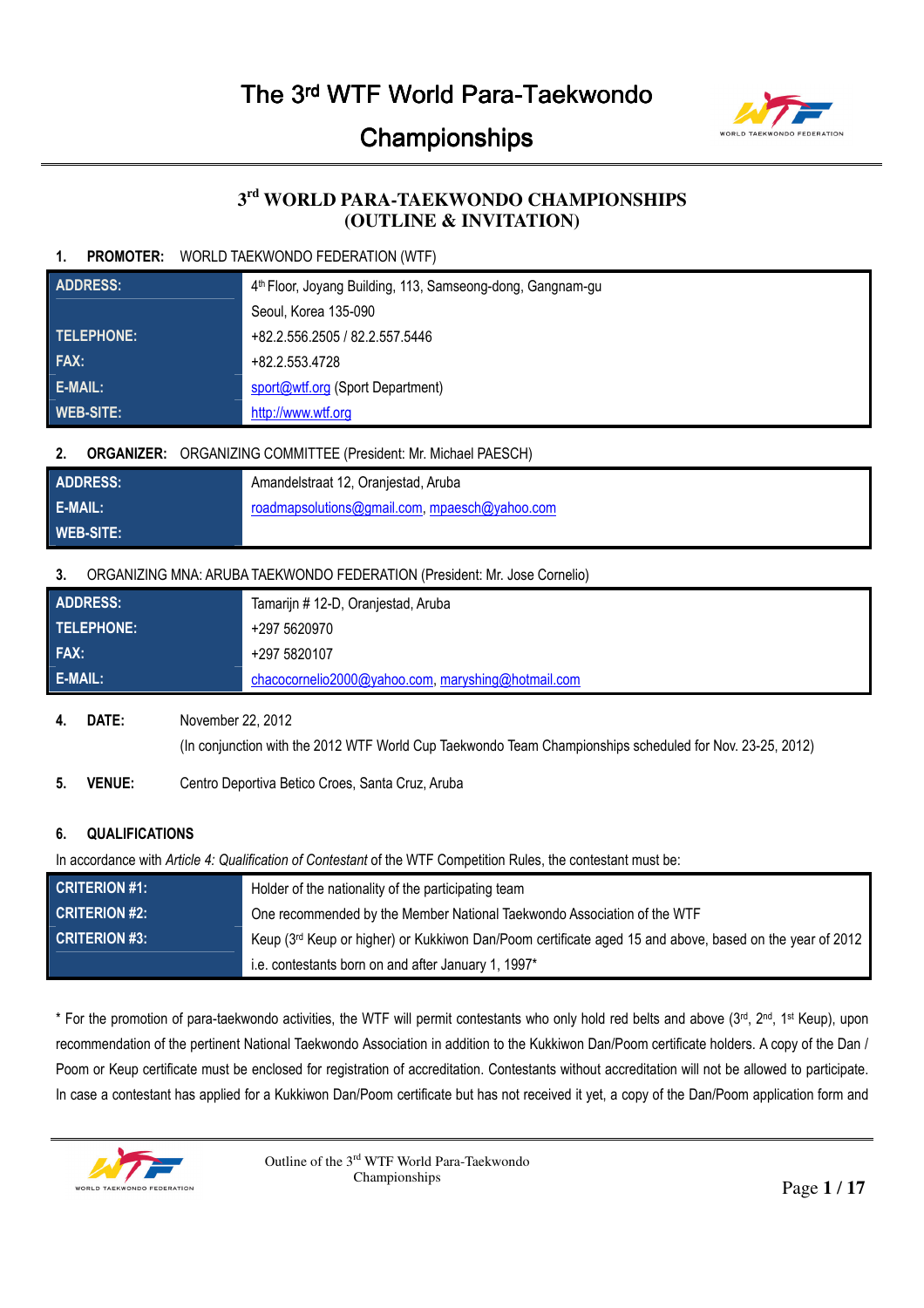# The 3rd WTF World Para-Taekwondo Championships

## 3rd WORLD PARA-TAEKWONDO CHAMPIONSHIPS (OUTLINE & INVITATION)

**1. PROMOTER:** WORLD TAEKWONDO FEDERATION (WTF)

| | |
|---|---|
| **ADDRESS:** | 4th Floor, Joyang Building, 113, Samseong-dong, Gangnam-gu |
| | Seoul, Korea 135-090 |
| **TELEPHONE:** | +82.2.556.2505 / 82.2.557.5446 |
| **FAX:** | +82.2.553.4728 |
| **E-MAIL:** | sport@wtf.org (Sport Department) |
| **WEB-SITE:** | http://www.wtf.org |

**2. ORGANIZER:** ORGANIZING COMMITTEE (President: Mr. Michael PAESCH)

| | |
|---|---|
| **ADDRESS:** | Amandelstraat 12, Oranjestad, Aruba |
| **E-MAIL:** | roadmapsolutions@gmail.com, mpaesch@yahoo.com |
| **WEB-SITE:** | |

**3.** ORGANIZING MNA: ARUBA TAEKWONDO FEDERATION (President: Mr. Jose Cornelio)

| | |
|---|---|
| **ADDRESS:** | Tamarijn # 12-D, Oranjestad, Aruba |
| **TELEPHONE:** | +297 5620970 |
| **FAX:** | +297 5820107 |
| **E-MAIL:** | chacocornelio2000@yahoo.com, maryshing@hotmail.com |

**4. DATE:** November 22, 2012

(In conjunction with the 2012 WTF World Cup Taekwondo Team Championships scheduled for Nov. 23-25, 2012)

**5. VENUE:** Centro Deportiva Betico Croes, Santa Cruz, Aruba

**6. QUALIFICATIONS**

In accordance with *Article 4: Qualification of Contestant* of the WTF Competition Rules, the contestant must be:

| | |
|---|---|
| **CRITERION #1:** | Holder of the nationality of the participating team |
| **CRITERION #2:** | One recommended by the Member National Taekwondo Association of the WTF |
| **CRITERION #3:** | Keup (3rd Keup or higher) or Kukkiwon Dan/Poom certificate aged 15 and above, based on the year of 2012 |
| | i.e. contestants born on and after January 1, 1997* |

* For the promotion of para-taekwondo activities, the WTF will permit contestants who only hold red belts and above (3rd, 2nd, 1st Keup), upon recommendation of the pertinent National Taekwondo Association in addition to the Kukkiwon Dan/Poom certificate holders. A copy of the Dan / Poom or Keup certificate must be enclosed for registration of accreditation. Contestants without accreditation will not be allowed to participate. In case a contestant has applied for a Kukkiwon Dan/Poom certificate but has not received it yet, a copy of the Dan/Poom application form and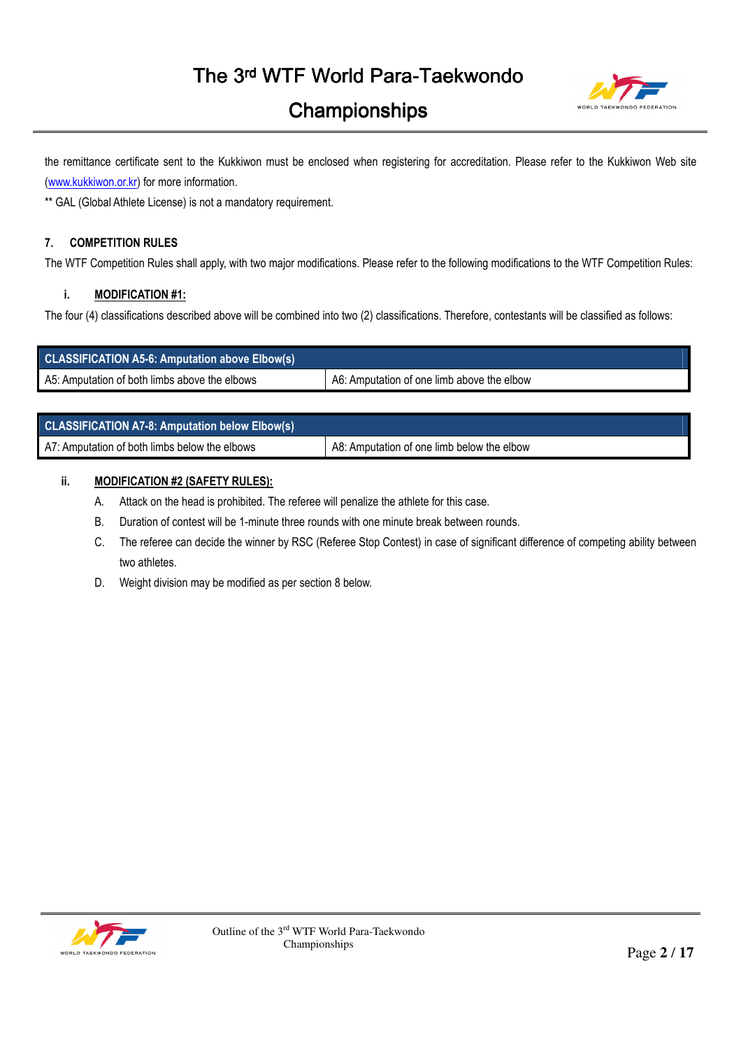the remittance certificate sent to the Kukkiwon must be enclosed when registering for accreditation. Please refer to the Kukkiwon Web site (www.kukkiwon.or.kr) for more information.

** GAL (Global Athlete License) is not a mandatory requirement.

## 7. COMPETITION RULES

The WTF Competition Rules shall apply, with two major modifications. Please refer to the following modifications to the WTF Competition Rules:

### i. MODIFICATION #1:

The four (4) classifications described above will be combined into two (2) classifications. Therefore, contestants will be classified as follows:

| CLASSIFICATION A5-6: Amputation above Elbow(s) | |
|---|---|
| A5: Amputation of both limbs above the elbows | A6: Amputation of one limb above the elbow |

| CLASSIFICATION A7-8: Amputation below Elbow(s) | |
|---|---|
| A7: Amputation of both limbs below the elbows | A8: Amputation of one limb below the elbow |

### ii. MODIFICATION #2 (SAFETY RULES):

A. Attack on the head is prohibited. The referee will penalize the athlete for this case.

B. Duration of contest will be 1-minute three rounds with one minute break between rounds.

C. The referee can decide the winner by RSC (Referee Stop Contest) in case of significant difference of competing ability between two athletes.

D. Weight division may be modified as per section 8 below.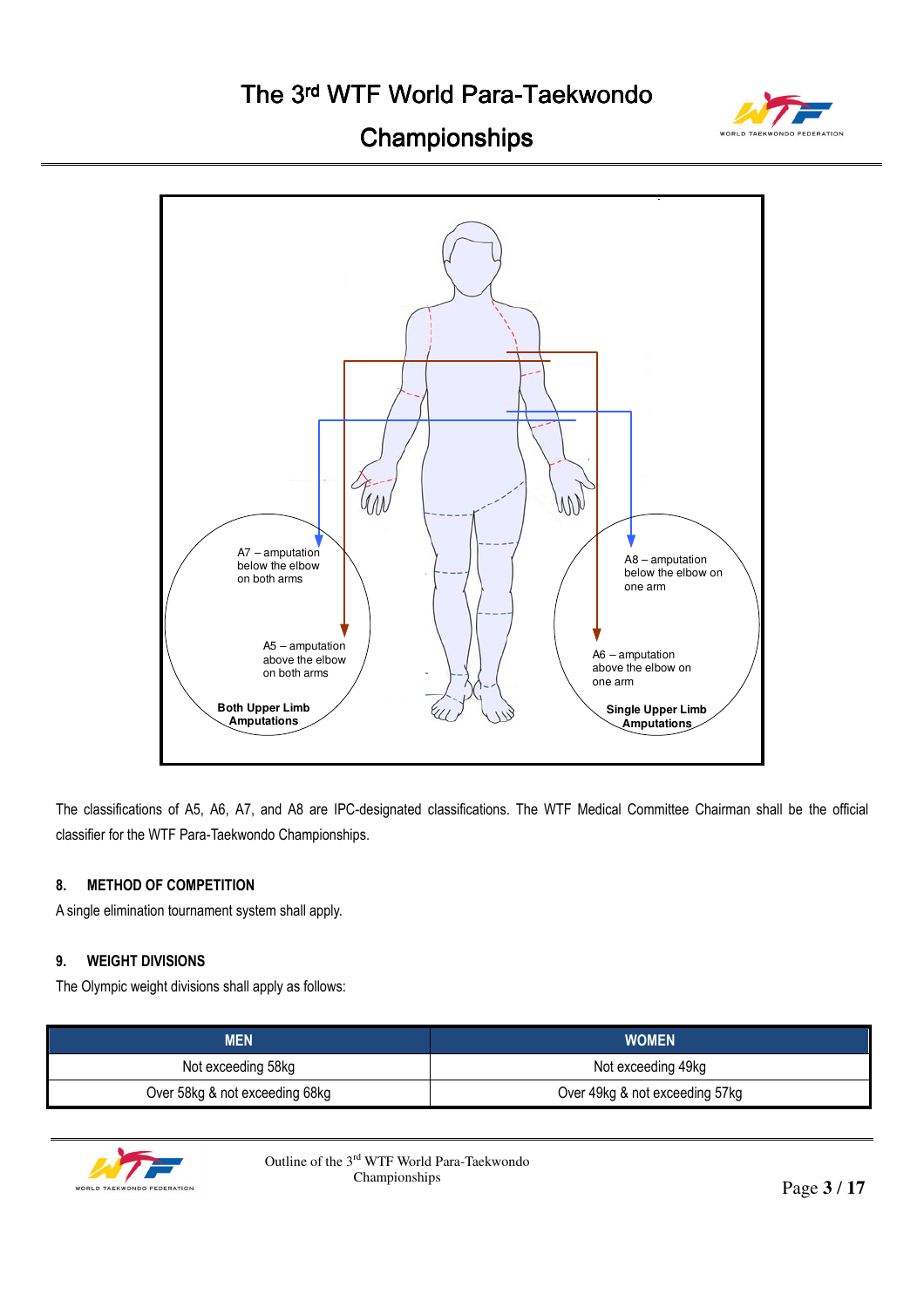A7 – amputation below the elbow on both arms

A5 – amputation above the elbow on both arms

**Both Upper Limb Amputations**

A8 – amputation below the elbow on one arm

A6 – amputation above the elbow on one arm

**Single Upper Limb Amputations**

The classifications of A5, A6, A7, and A8 are IPC-designated classifications. The WTF Medical Committee Chairman shall be the official classifier for the WTF Para-Taekwondo Championships.

## 8. METHOD OF COMPETITION

A single elimination tournament system shall apply.

## 9. WEIGHT DIVISIONS

The Olympic weight divisions shall apply as follows:

| MEN | WOMEN |
|---|---|
| Not exceeding 58kg | Not exceeding 49kg |
| Over 58kg & not exceeding 68kg | Over 49kg & not exceeding 57kg |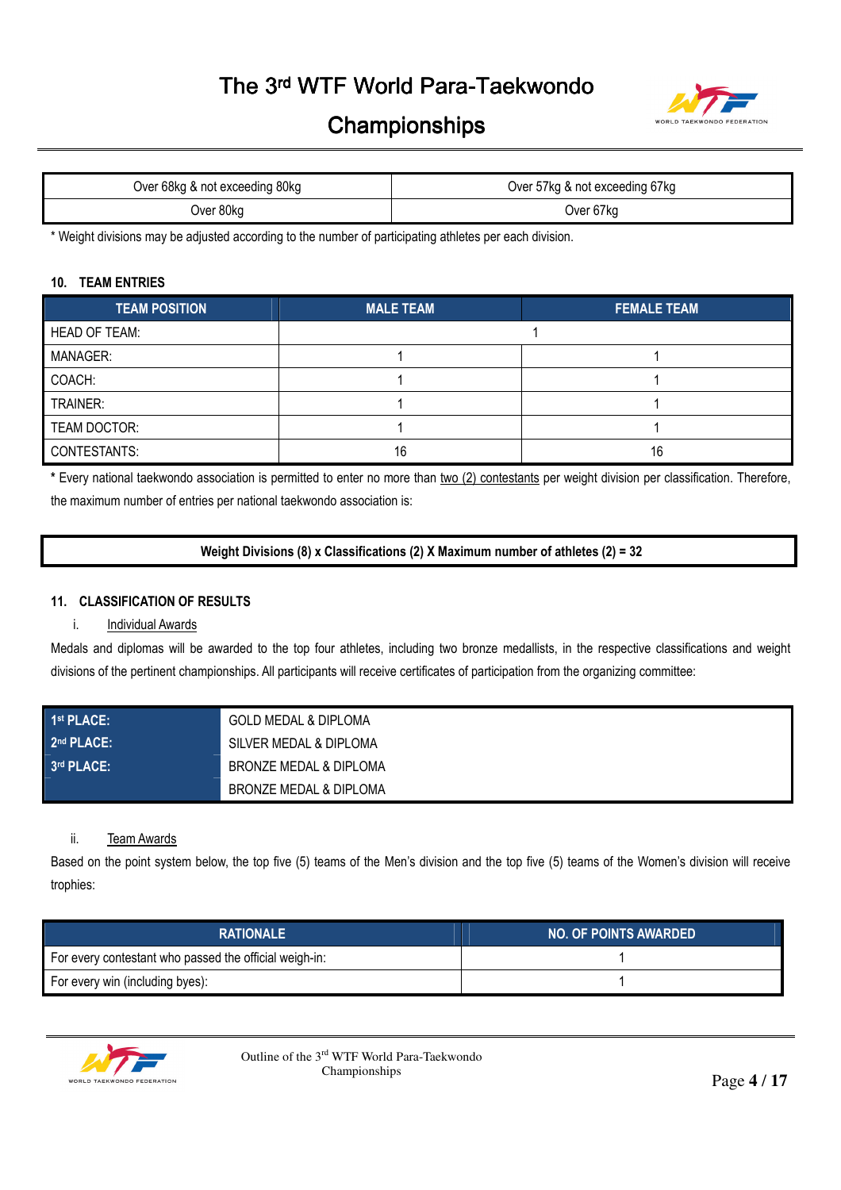| Over 68kg & not exceeding 80kg | Over 57kg & not exceeding 67kg |
|---|---|
| Over 80kg | Over 67kg |

* Weight divisions may be adjusted according to the number of participating athletes per each division.

#### 10. TEAM ENTRIES

| TEAM POSITION | MALE TEAM | FEMALE TEAM |
|---|---|---|
| HEAD OF TEAM: | 1 | |
| MANAGER: | 1 | 1 |
| COACH: | 1 | 1 |
| TRAINER: | 1 | 1 |
| TEAM DOCTOR: | 1 | 1 |
| CONTESTANTS: | 16 | 16 |

* Every national taekwondo association is permitted to enter no more than two (2) contestants per weight division per classification. Therefore, the maximum number of entries per national taekwondo association is:

**Weight Divisions (8) x Classifications (2) X Maximum number of athletes (2) = 32**

#### 11. CLASSIFICATION OF RESULTS

i. Individual Awards

Medals and diplomas will be awarded to the top four athletes, including two bronze medallists, in the respective classifications and weight divisions of the pertinent championships. All participants will receive certificates of participation from the organizing committee:

| | |
|---|---|
| **1st PLACE:** | GOLD MEDAL & DIPLOMA |
| **2nd PLACE:** | SILVER MEDAL & DIPLOMA |
| **3rd PLACE:** | BRONZE MEDAL & DIPLOMA |
| | BRONZE MEDAL & DIPLOMA |

ii. Team Awards

Based on the point system below, the top five (5) teams of the Men's division and the top five (5) teams of the Women's division will receive trophies:

| RATIONALE | NO. OF POINTS AWARDED |
|---|---|
| For every contestant who passed the official weigh-in: | 1 |
| For every win (including byes): | 1 |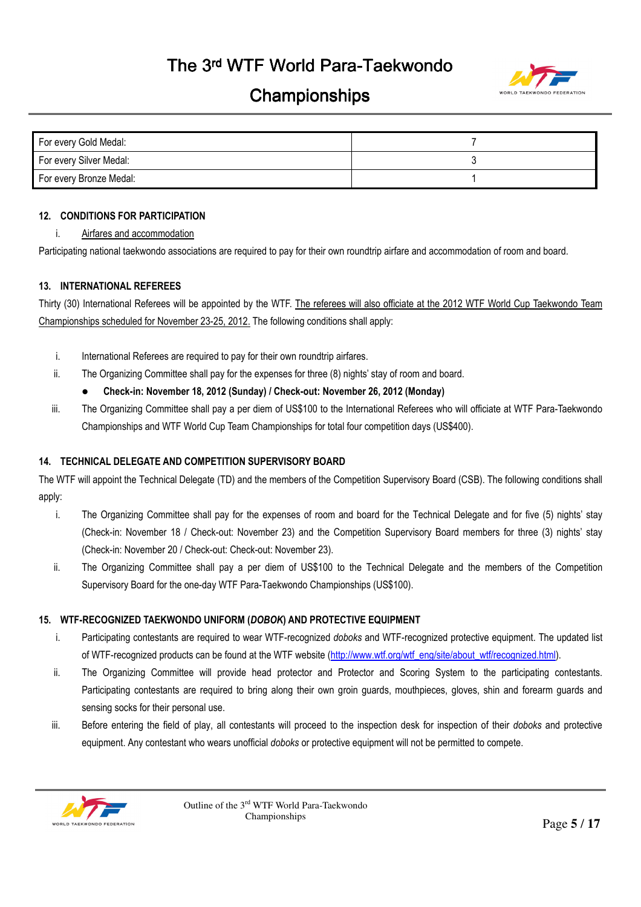| For every Gold Medal: | 7 |
|---|---|
| For every Silver Medal: | 3 |
| For every Bronze Medal: | 1 |

## 12. CONDITIONS FOR PARTICIPATION

i. Airfares and accommodation

Participating national taekwondo associations are required to pay for their own roundtrip airfare and accommodation of room and board.

## 13. INTERNATIONAL REFEREES

Thirty (30) International Referees will be appointed by the WTF. The referees will also officiate at the 2012 WTF World Cup Taekwondo Team Championships scheduled for November 23-25, 2012. The following conditions shall apply:

i. International Referees are required to pay for their own roundtrip airfares.

ii. The Organizing Committee shall pay for the expenses for three (8) nights' stay of room and board.

- **Check-in: November 18, 2012 (Sunday) / Check-out: November 26, 2012 (Monday)**

iii. The Organizing Committee shall pay a per diem of US$100 to the International Referees who will officiate at WTF Para-Taekwondo Championships and WTF World Cup Team Championships for total four competition days (US$400).

## 14. TECHNICAL DELEGATE AND COMPETITION SUPERVISORY BOARD

The WTF will appoint the Technical Delegate (TD) and the members of the Competition Supervisory Board (CSB). The following conditions shall apply:

i. The Organizing Committee shall pay for the expenses of room and board for the Technical Delegate and for five (5) nights' stay (Check-in: November 18 / Check-out: November 23) and the Competition Supervisory Board members for three (3) nights' stay (Check-in: November 20 / Check-out: Check-out: November 23).

ii. The Organizing Committee shall pay a per diem of US$100 to the Technical Delegate and the members of the Competition Supervisory Board for the one-day WTF Para-Taekwondo Championships (US$100).

## 15. WTF-RECOGNIZED TAEKWONDO UNIFORM (*DOBOK*) AND PROTECTIVE EQUIPMENT

i. Participating contestants are required to wear WTF-recognized *doboks* and WTF-recognized protective equipment. The updated list of WTF-recognized products can be found at the WTF website (http://www.wtf.org/wtf_eng/site/about_wtf/recognized.html).

ii. The Organizing Committee will provide head protector and Protector and Scoring System to the participating contestants. Participating contestants are required to bring along their own groin guards, mouthpieces, gloves, shin and forearm guards and sensing socks for their personal use.

iii. Before entering the field of play, all contestants will proceed to the inspection desk for inspection of their *doboks* and protective equipment. Any contestant who wears unofficial *doboks* or protective equipment will not be permitted to compete.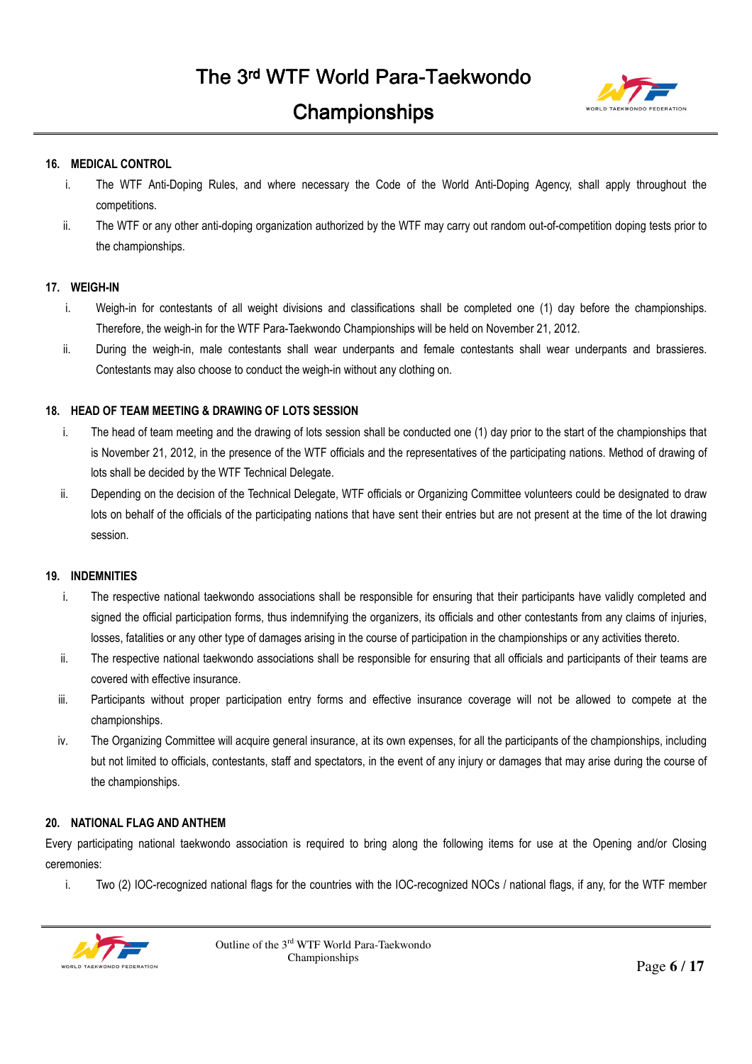## 16. MEDICAL CONTROL

i. The WTF Anti-Doping Rules, and where necessary the Code of the World Anti-Doping Agency, shall apply throughout the competitions.

ii. The WTF or any other anti-doping organization authorized by the WTF may carry out random out-of-competition doping tests prior to the championships.

## 17. WEIGH-IN

i. Weigh-in for contestants of all weight divisions and classifications shall be completed one (1) day before the championships. Therefore, the weigh-in for the WTF Para-Taekwondo Championships will be held on November 21, 2012.

ii. During the weigh-in, male contestants shall wear underpants and female contestants shall wear underpants and brassieres. Contestants may also choose to conduct the weigh-in without any clothing on.

## 18. HEAD OF TEAM MEETING & DRAWING OF LOTS SESSION

i. The head of team meeting and the drawing of lots session shall be conducted one (1) day prior to the start of the championships that is November 21, 2012, in the presence of the WTF officials and the representatives of the participating nations. Method of drawing of lots shall be decided by the WTF Technical Delegate.

ii. Depending on the decision of the Technical Delegate, WTF officials or Organizing Committee volunteers could be designated to draw lots on behalf of the officials of the participating nations that have sent their entries but are not present at the time of the lot drawing session.

## 19. INDEMNITIES

i. The respective national taekwondo associations shall be responsible for ensuring that their participants have validly completed and signed the official participation forms, thus indemnifying the organizers, its officials and other contestants from any claims of injuries, losses, fatalities or any other type of damages arising in the course of participation in the championships or any activities thereto.

ii. The respective national taekwondo associations shall be responsible for ensuring that all officials and participants of their teams are covered with effective insurance.

iii. Participants without proper participation entry forms and effective insurance coverage will not be allowed to compete at the championships.

iv. The Organizing Committee will acquire general insurance, at its own expenses, for all the participants of the championships, including but not limited to officials, contestants, staff and spectators, in the event of any injury or damages that may arise during the course of the championships.

## 20. NATIONAL FLAG AND ANTHEM

Every participating national taekwondo association is required to bring along the following items for use at the Opening and/or Closing ceremonies:

i. Two (2) IOC-recognized national flags for the countries with the IOC-recognized NOCs / national flags, if any, for the WTF member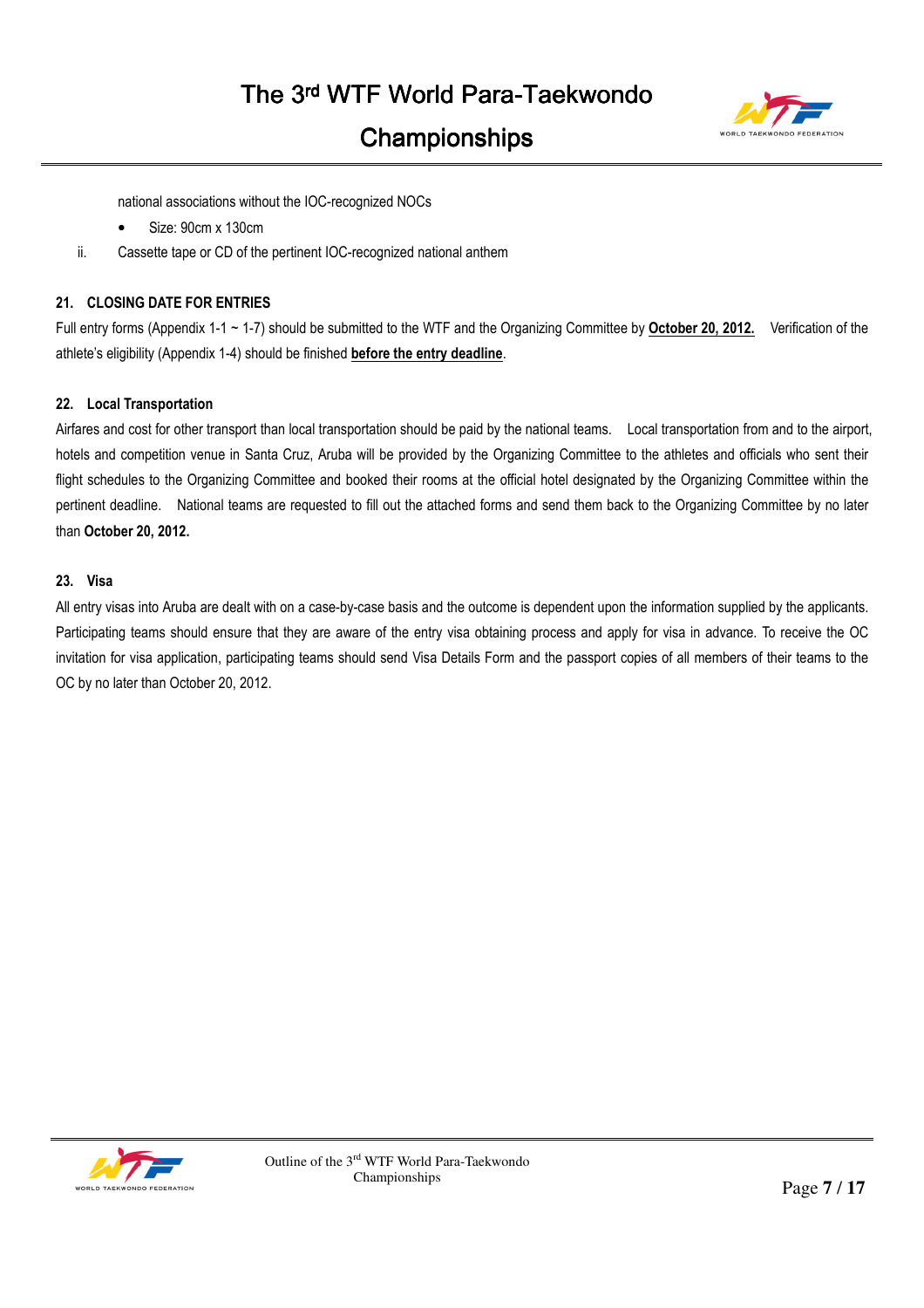national associations without the IOC-recognized NOCs

- Size: 90cm x 130cm

ii. Cassette tape or CD of the pertinent IOC-recognized national anthem

### 21. CLOSING DATE FOR ENTRIES

Full entry forms (Appendix 1-1 ~ 1-7) should be submitted to the WTF and the Organizing Committee by **October 20, 2012.** Verification of the athlete's eligibility (Appendix 1-4) should be finished **before the entry deadline**.

### 22. Local Transportation

Airfares and cost for other transport than local transportation should be paid by the national teams. Local transportation from and to the airport, hotels and competition venue in Santa Cruz, Aruba will be provided by the Organizing Committee to the athletes and officials who sent their flight schedules to the Organizing Committee and booked their rooms at the official hotel designated by the Organizing Committee within the pertinent deadline. National teams are requested to fill out the attached forms and send them back to the Organizing Committee by no later than **October 20, 2012.**

### 23. Visa

All entry visas into Aruba are dealt with on a case-by-case basis and the outcome is dependent upon the information supplied by the applicants. Participating teams should ensure that they are aware of the entry visa obtaining process and apply for visa in advance. To receive the OC invitation for visa application, participating teams should send Visa Details Form and the passport copies of all members of their teams to the OC by no later than October 20, 2012.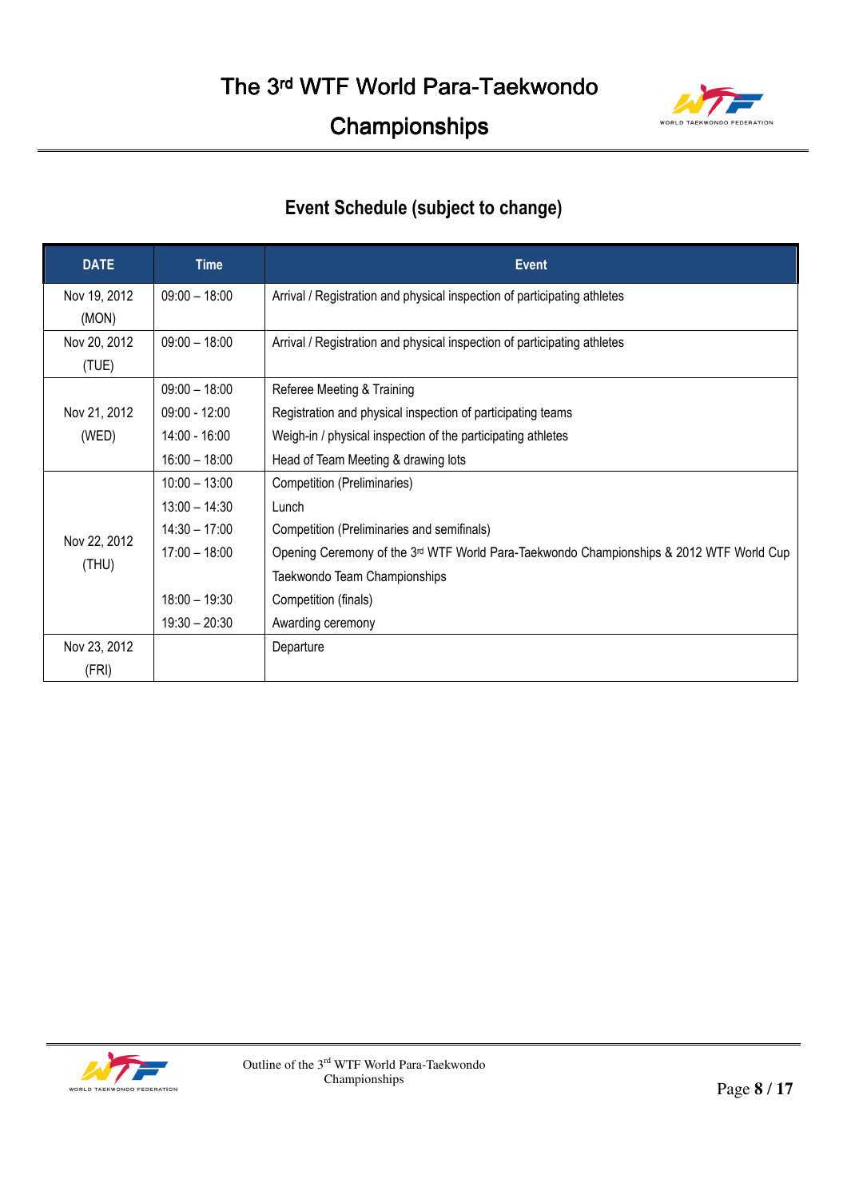## Event Schedule (subject to change)

| DATE | Time | Event |
|---|---|---|
| Nov 19, 2012 (MON) | 09:00 – 18:00 | Arrival / Registration and physical inspection of participating athletes |
| Nov 20, 2012 (TUE) | 09:00 – 18:00 | Arrival / Registration and physical inspection of participating athletes |
| Nov 21, 2012 (WED) | 09:00 – 18:00 | Referee Meeting & Training |
| | 09:00 - 12:00 | Registration and physical inspection of participating teams |
| | 14:00 - 16:00 | Weigh-in / physical inspection of the participating athletes |
| | 16:00 – 18:00 | Head of Team Meeting & drawing lots |
| Nov 22, 2012 (THU) | 10:00 – 13:00 | Competition (Preliminaries) |
| | 13:00 – 14:30 | Lunch |
| | 14:30 – 17:00 | Competition (Preliminaries and semifinals) |
| | 17:00 – 18:00 | Opening Ceremony of the 3rd WTF World Para-Taekwondo Championships & 2012 WTF World Cup Taekwondo Team Championships |
| | 18:00 – 19:30 | Competition (finals) |
| | 19:30 – 20:30 | Awarding ceremony |
| Nov 23, 2012 (FRI) | | Departure |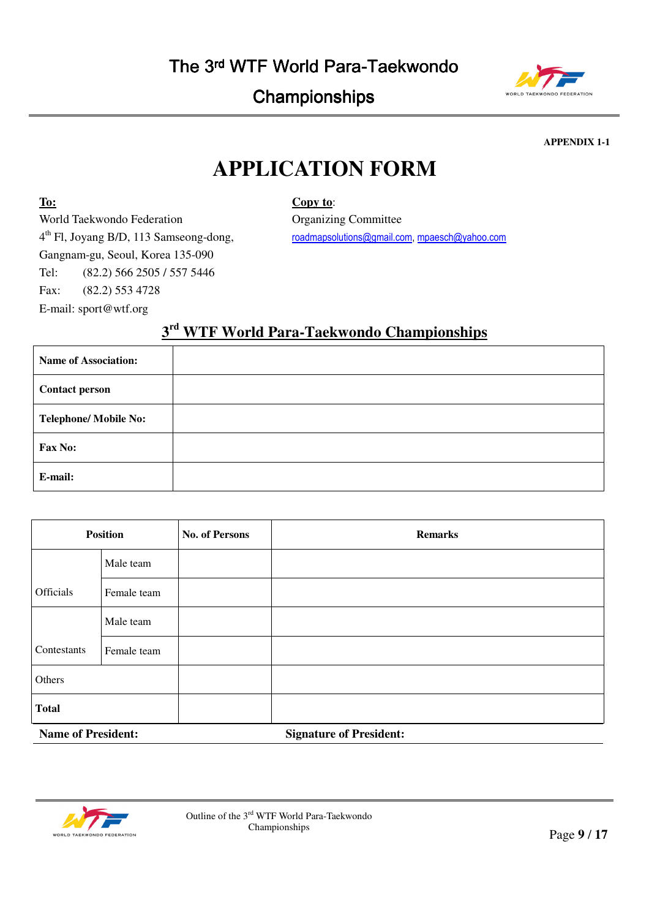APPENDIX 1-1

# APPLICATION FORM

**To:**
World Taekwondo Federation
4th Fl, Joyang B/D, 113 Samseong-dong,
Gangnam-gu, Seoul, Korea 135-090
Tel: (82.2) 566 2505 / 557 5446
Fax: (82.2) 553 4728
E-mail: sport@wtf.org

**Copy to**:
Organizing Committee
roadmapsolutions@gmail.com, mpaesch@yahoo.com

## 3rd WTF World Para-Taekwondo Championships

| **Name of Association:** | |
|---|---|
| **Contact person** | |
| **Telephone/ Mobile No:** | |
| **Fax No:** | |
| **E-mail:** | |

| **Position** | | **No. of Persons** | **Remarks** |
|---|---|---|---|
| Officials | Male team | | |
| | Female team | | |
| Contestants | Male team | | |
| | Female team | | |
| Others | | | |
| **Total** | | | |

**Name of President:** **Signature of President:**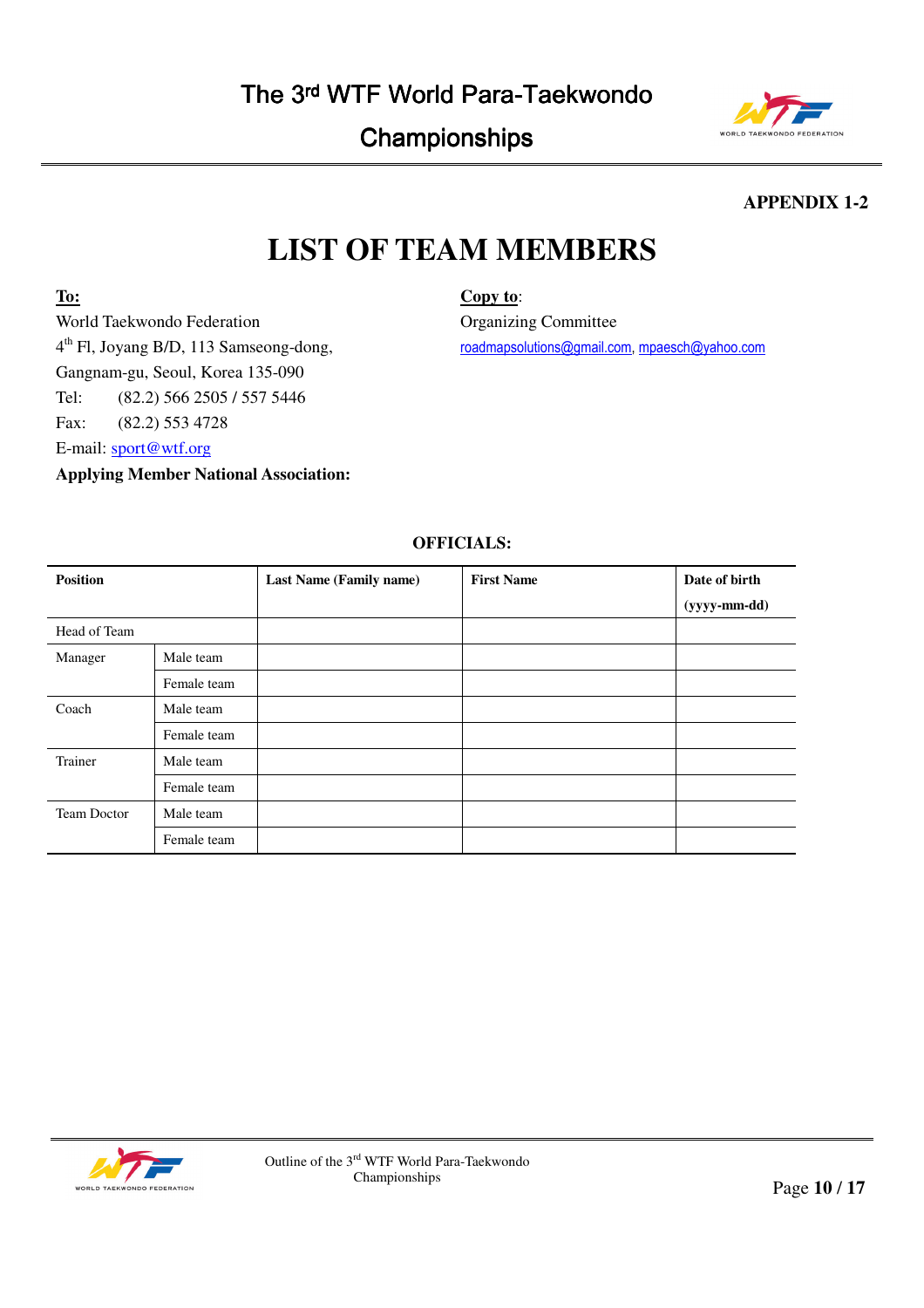**APPENDIX 1-2**

# LIST OF TEAM MEMBERS

**To:**
World Taekwondo Federation
4th Fl, Joyang B/D, 113 Samseong-dong,
Gangnam-gu, Seoul, Korea 135-090
Tel: (82.2) 566 2505 / 557 5446
Fax: (82.2) 553 4728
E-mail: sport@wtf.org

**Copy to**:
Organizing Committee
roadmapsolutions@gmail.com, mpaesch@yahoo.com

**Applying Member National Association:**

**OFFICIALS:**

| **Position** | | **Last Name (Family name)** | **First Name** | **Date of birth (yyyy-mm-dd)** |
|---|---|---|---|---|
| Head of Team | | | | |
| Manager | Male team | | | |
| | Female team | | | |
| Coach | Male team | | | |
| | Female team | | | |
| Trainer | Male team | | | |
| | Female team | | | |
| Team Doctor | Male team | | | |
| | Female team | | | |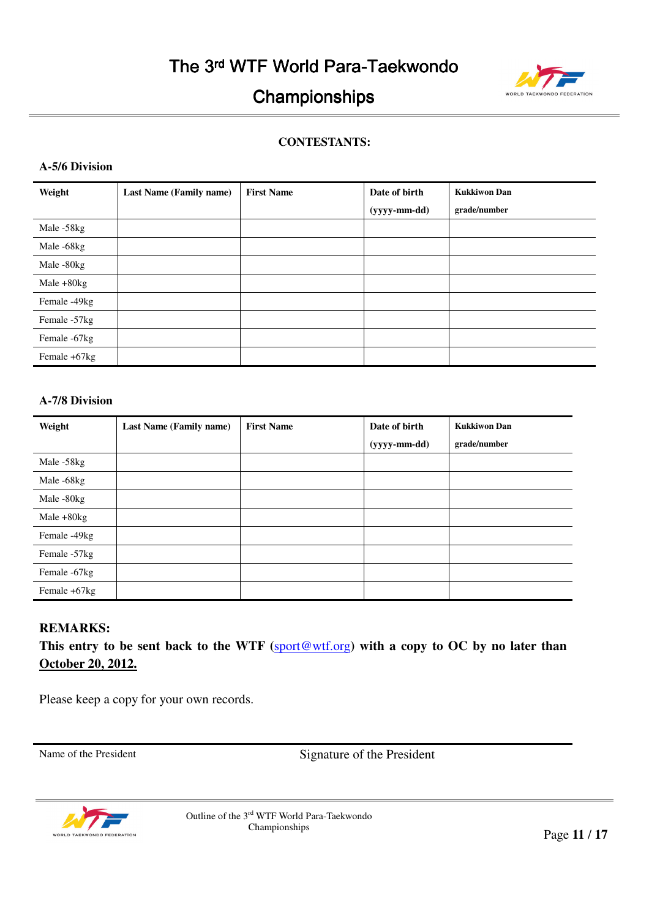**CONTESTANTS:**

**A-5/6 Division**

| Weight | Last Name (Family name) | First Name | Date of birth (yyyy-mm-dd) | Kukkiwon Dan grade/number |
|---|---|---|---|---|
| Male -58kg | | | | |
| Male -68kg | | | | |
| Male -80kg | | | | |
| Male +80kg | | | | |
| Female -49kg | | | | |
| Female -57kg | | | | |
| Female -67kg | | | | |
| Female +67kg | | | | |

**A-7/8 Division**

| Weight | Last Name (Family name) | First Name | Date of birth (yyyy-mm-dd) | Kukkiwon Dan grade/number |
|---|---|---|---|---|
| Male -58kg | | | | |
| Male -68kg | | | | |
| Male -80kg | | | | |
| Male +80kg | | | | |
| Female -49kg | | | | |
| Female -57kg | | | | |
| Female -67kg | | | | |
| Female +67kg | | | | |

**REMARKS:**

**This entry to be sent back to the WTF (sport@wtf.org) with a copy to OC by no later than October 20, 2012.**

Please keep a copy for your own records.

Name of the President | Signature of the President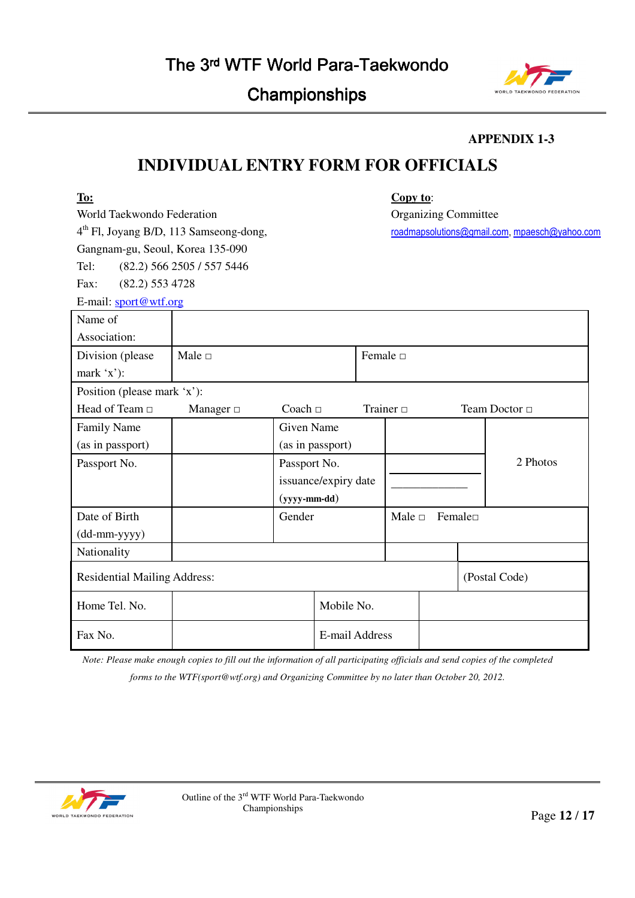**APPENDIX 1-3**

# INDIVIDUAL ENTRY FORM FOR OFFICIALS

**To:**
World Taekwondo Federation
4th Fl, Joyang B/D, 113 Samseong-dong,
Gangnam-gu, Seoul, Korea 135-090
Tel: (82.2) 566 2505 / 557 5446
Fax: (82.2) 553 4728
E-mail: sport@wtf.org

**Copy to**:
Organizing Committee
roadmapsolutions@gmail.com, mpaesch@yahoo.com

| Name of Association: | | | | | |
|---|---|---|---|---|---|
| Division (please mark 'x'): | Male □ | | Female □ | | |
| Position (please mark 'x'): Head of Team □ | Manager □ | Coach □ | Trainer □ | Team Doctor □ | |
| Family Name (as in passport) | | Given Name (as in passport) | | | 2 Photos |
| Passport No. | | Passport No. issuance/expiry date (yyyy-mm-dd) | ____________ / ____________ | | |
| Date of Birth (dd-mm-yyyy) | | Gender | Male □ Female□ | | |
| Nationality | | | | | |
| Residential Mailing Address: | | | | (Postal Code) | |
| Home Tel. No. | | Mobile No. | | | |
| Fax No. | | E-mail Address | | | |

*Note: Please make enough copies to fill out the information of all participating officials and send copies of the completed forms to the WTF(sport@wtf.org) and Organizing Committee by no later than October 20, 2012.*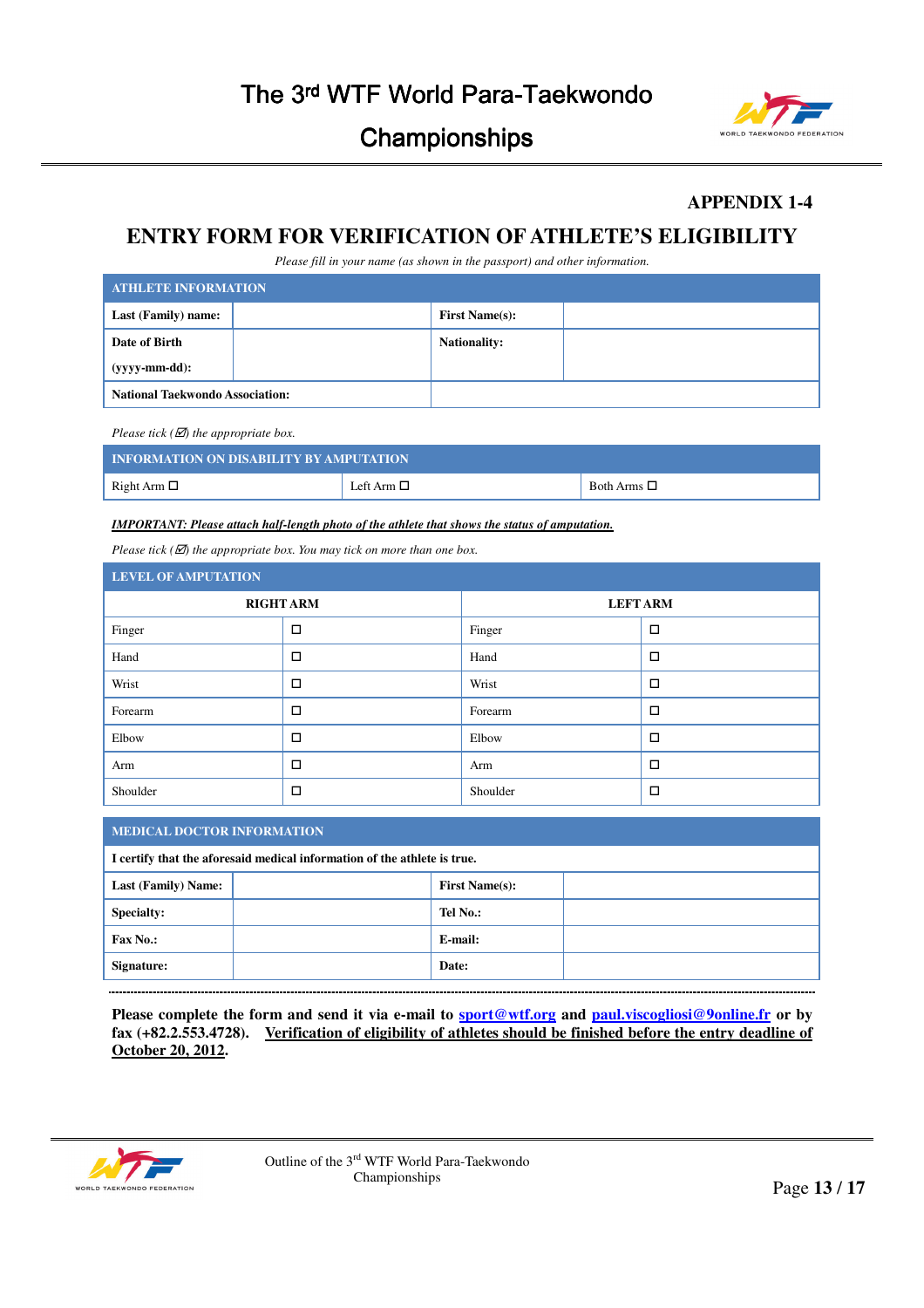# The 3rd WTF World Para-Taekwondo Championships

**APPENDIX 1-4**

## ENTRY FORM FOR VERIFICATION OF ATHLETE'S ELIGIBILITY

*Please fill in your name (as shown in the passport) and other information.*

| ATHLETE INFORMATION | | | |
|---|---|---|---|
| **Last (Family) name:** | | **First Name(s):** | |
| **Date of Birth (yyyy-mm-dd):** | | **Nationality:** | |
| **National Taekwondo Association:** | | | |

*Please tick (☑) the appropriate box.*

| INFORMATION ON DISABILITY BY AMPUTATION | | |
|---|---|---|
| Right Arm ☐ | Left Arm ☐ | Both Arms ☐ |

***IMPORTANT: Please attach half-length photo of the athlete that shows the status of amputation.***

*Please tick (☑) the appropriate box. You may tick on more than one box.*

| LEVEL OF AMPUTATION | | | |
|---|---|---|---|
| **RIGHT ARM** | | **LEFT ARM** | |
| Finger | ☐ | Finger | ☐ |
| Hand | ☐ | Hand | ☐ |
| Wrist | ☐ | Wrist | ☐ |
| Forearm | ☐ | Forearm | ☐ |
| Elbow | ☐ | Elbow | ☐ |
| Arm | ☐ | Arm | ☐ |
| Shoulder | ☐ | Shoulder | ☐ |

| MEDICAL DOCTOR INFORMATION | | | |
|---|---|---|---|
| **I certify that the aforesaid medical information of the athlete is true.** | | | |
| **Last (Family) Name:** | | **First Name(s):** | |
| **Specialty:** | | **Tel No.:** | |
| **Fax No.:** | | **E-mail:** | |
| **Signature:** | | **Date:** | |

---

**Please complete the form and send it via e-mail to sport@wtf.org and paul.viscogliosi@9online.fr or by fax (+82.2.553.4728). <u>Verification of eligibility of athletes should be finished before the entry deadline of October 20, 2012</u>.**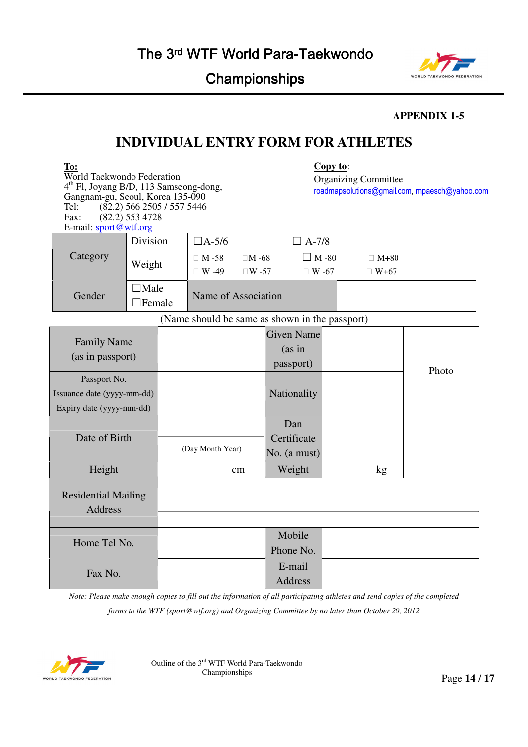**APPENDIX 1-5**

# INDIVIDUAL ENTRY FORM FOR ATHLETES

**To:**
World Taekwondo Federation
4th Fl, Joyang B/D, 113 Samseong-dong,
Gangnam-gu, Seoul, Korea 135-090
Tel: (82.2) 566 2505 / 557 5446
Fax: (82.2) 553 4728
E-mail: sport@wtf.org

**Copy to**:
Organizing Committee
roadmapsolutions@gmail.com, mpaesch@yahoo.com

| Category | Division | ☐A-5/6 | | ☐ A-7/8 | |
|---|---|---|---|---|---|
| | Weight | ☐ M -58 ☐ W -49 | ☐M -68 ☐W -57 | ☐ M -80 ☐ W -67 | ☐ M+80 ☐ W+67 |
| Gender | ☐Male ☐Female | Name of Association | | | |

(Name should be same as shown in the passport)

| Family Name (as in passport) | | Given Name (as in passport) | | Photo |
|---|---|---|---|---|
| Passport No. Issuance date (yyyy-mm-dd) Expiry date (yyyy-mm-dd) | | Nationality | | |
| Date of Birth | (Day Month Year) | Dan Certificate No. (a must) | | |
| Height | cm | Weight | kg | |
| Residential Mailing Address | | | | |
| Home Tel No. | | Mobile Phone No. | | |
| Fax No. | | E-mail Address | | |

*Note: Please make enough copies to fill out the information of all participating athletes and send copies of the completed forms to the WTF (sport@wtf.org) and Organizing Committee by no later than October 20, 2012*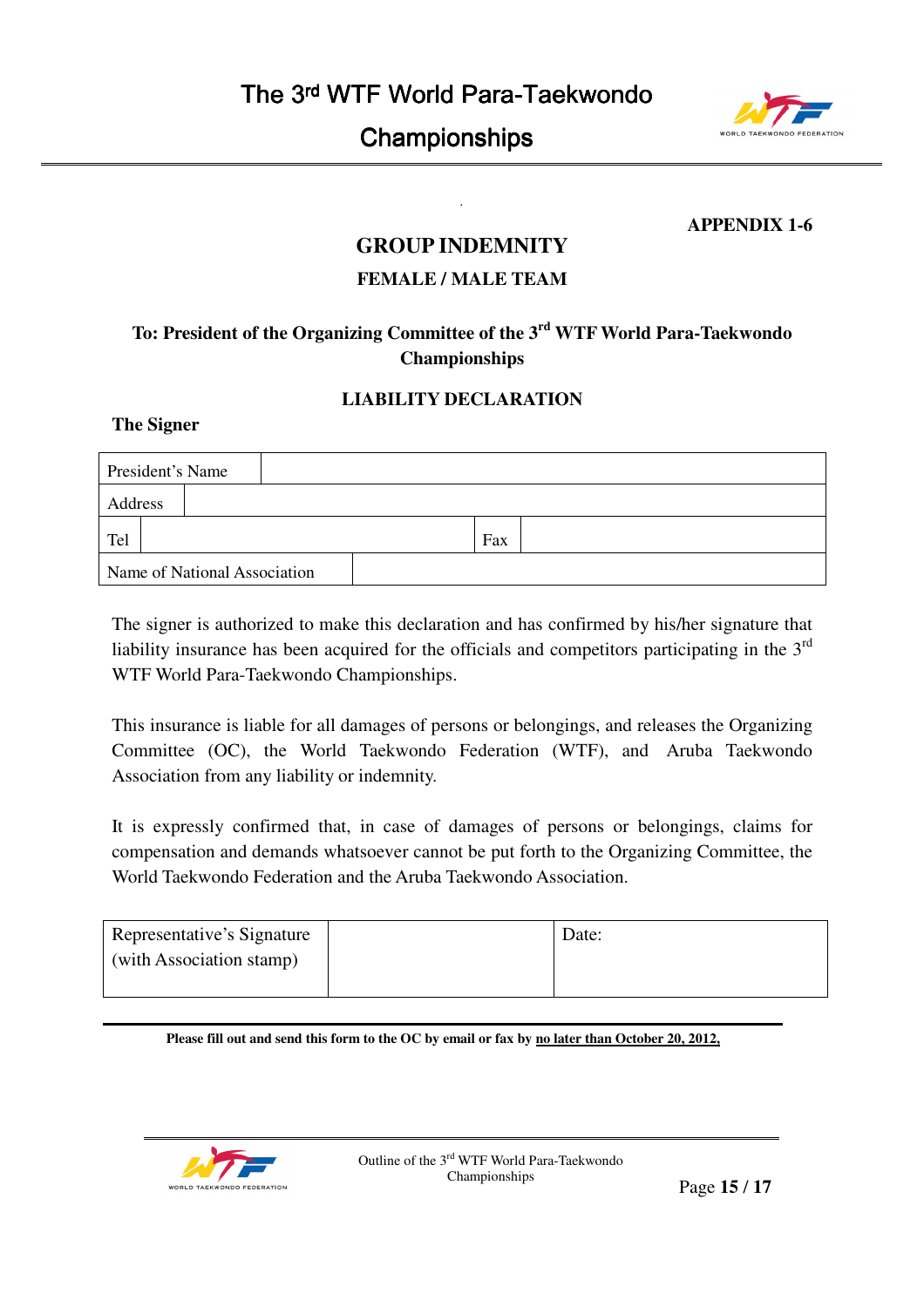**APPENDIX 1-6**

# GROUP INDEMNITY

## FEMALE / MALE TEAM

**To: President of the Organizing Committee of the 3rd WTF World Para-Taekwondo Championships**

## LIABILITY DECLARATION

**The Signer**

| President's Name | | | |
|---|---|---|---|
| Address | | | |
| Tel | | Fax | |
| Name of National Association | | | |

The signer is authorized to make this declaration and has confirmed by his/her signature that liability insurance has been acquired for the officials and competitors participating in the 3rd WTF World Para-Taekwondo Championships.

This insurance is liable for all damages of persons or belongings, and releases the Organizing Committee (OC), the World Taekwondo Federation (WTF), and Aruba Taekwondo Association from any liability or indemnity.

It is expressly confirmed that, in case of damages of persons or belongings, claims for compensation and demands whatsoever cannot be put forth to the Organizing Committee, the World Taekwondo Federation and the Aruba Taekwondo Association.

| Representative's Signature (with Association stamp) | | Date: |
|---|---|---|

**Please fill out and send this form to the OC by email or fax by <u>no later than October 20, 2012,</u>**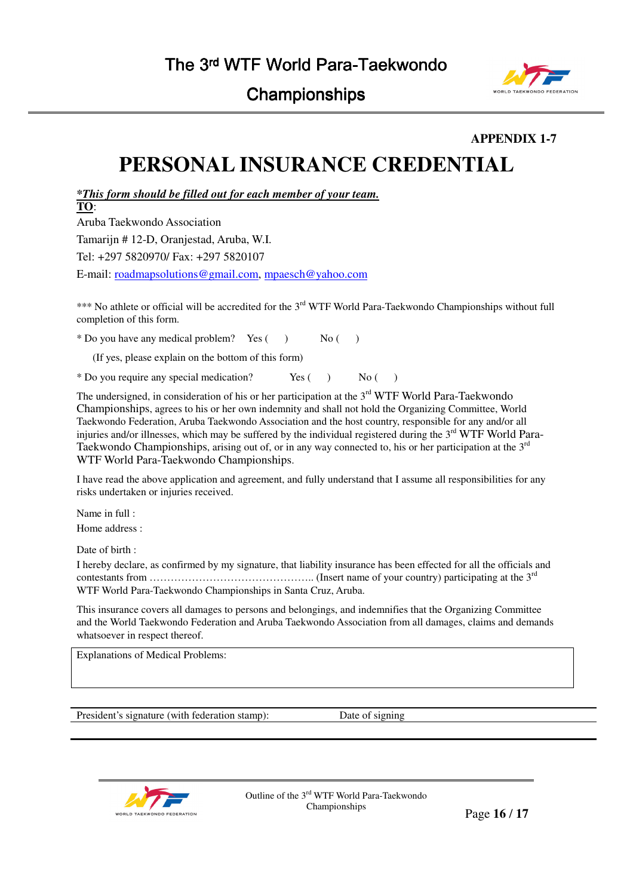**APPENDIX 1-7**

# PERSONAL INSURANCE CREDENTIAL

***This form should be filled out for each member of your team.***

**TO**:

Aruba Taekwondo Association

Tamarijn # 12-D, Oranjestad, Aruba, W.I.

Tel: +297 5820970/ Fax: +297 5820107

E-mail: roadmapsolutions@gmail.com, mpaesch@yahoo.com

*** No athlete or official will be accredited for the 3rd WTF World Para-Taekwondo Championships without full completion of this form.

* Do you have any medical problem? Yes ( ) No ( )

(If yes, please explain on the bottom of this form)

* Do you require any special medication? Yes ( ) No ( )

The undersigned, in consideration of his or her participation at the 3rd WTF World Para-Taekwondo Championships, agrees to his or her own indemnity and shall not hold the Organizing Committee, World Taekwondo Federation, Aruba Taekwondo Association and the host country, responsible for any and/or all injuries and/or illnesses, which may be suffered by the individual registered during the 3rd WTF World Para-Taekwondo Championships, arising out of, or in any way connected to, his or her participation at the 3rd WTF World Para-Taekwondo Championships.

I have read the above application and agreement, and fully understand that I assume all responsibilities for any risks undertaken or injuries received.

Name in full :

Home address :

Date of birth :

I hereby declare, as confirmed by my signature, that liability insurance has been effected for all the officials and contestants from ……………………………………….. (Insert name of your country) participating at the 3rd WTF World Para-Taekwondo Championships in Santa Cruz, Aruba.

This insurance covers all damages to persons and belongings, and indemnifies that the Organizing Committee and the World Taekwondo Federation and Aruba Taekwondo Association from all damages, claims and demands whatsoever in respect thereof.

| Explanations of Medical Problems: |
| --- |
| |

President's signature (with federation stamp): Date of signing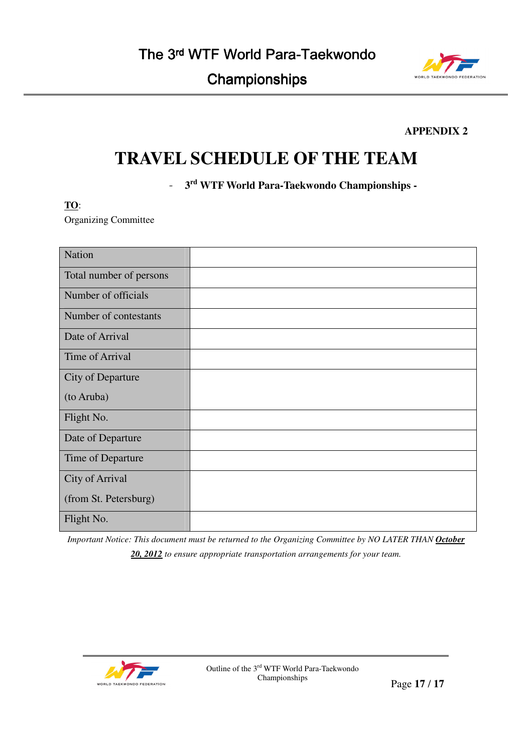**APPENDIX 2**

# TRAVEL SCHEDULE OF THE TEAM

- **3rd WTF World Para-Taekwondo Championships -**

**TO**:
Organizing Committee

| | |
|---|---|
| Nation | |
| Total number of persons | |
| Number of officials | |
| Number of contestants | |
| Date of Arrival | |
| Time of Arrival | |
| City of Departure (to Aruba) | |
| Flight No. | |
| Date of Departure | |
| Time of Departure | |
| City of Arrival (from St. Petersburg) | |
| Flight No. | |

*Important Notice: This document must be returned to the Organizing Committee by NO LATER THAN* ***October 20, 2012*** *to ensure appropriate transportation arrangements for your team.*